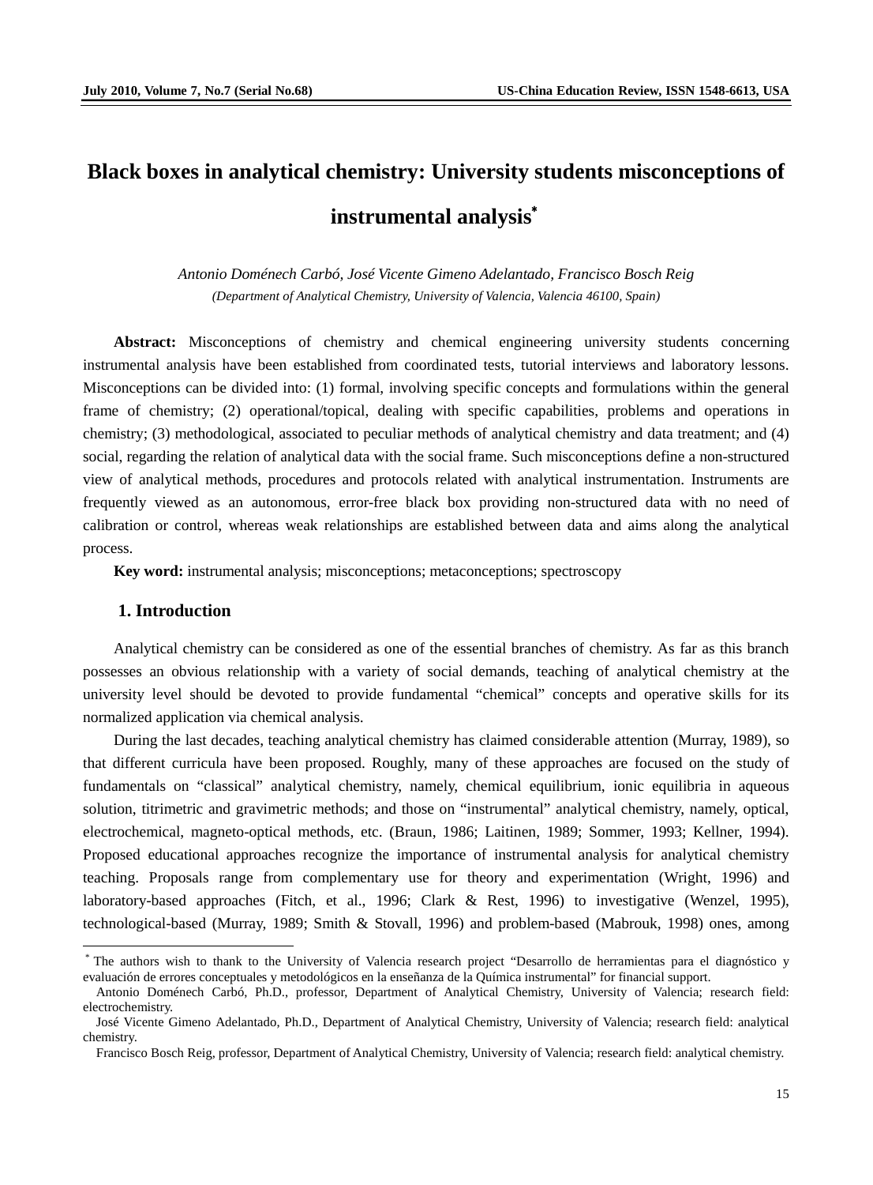# Black boxes in analytical chemistry: University students misconceptions of instrumental analysis*

*Antonio Doménech Carbó, José Vicente Gimeno Adelantado, Francisco Bosch Reig*

*(Department of Analytical Chemistry, University of Valencia, Valencia 46100, Spain)*

**Abstract:** Misconceptions of chemistry and chemical engineering university students concerning instrumental analysis have been established from coordinated tests, tutorial interviews and laboratory lessons. Misconceptions can be divided into: (1) formal, involving specific concepts and formulations within the general frame of chemistry; (2) operational/topical, dealing with specific capabilities, problems and operations in chemistry; (3) methodological, associated to peculiar methods of analytical chemistry and data treatment; and (4) social, regarding the relation of analytical data with the social frame. Such misconceptions define a non-structured view of analytical methods, procedures and protocols related with analytical instrumentation. Instruments are frequently viewed as an autonomous, error-free black box providing non-structured data with no need of calibration or control, whereas weak relationships are established between data and aims along the analytical process.

**Key word:** instrumental analysis; misconceptions; metaconceptions; spectroscopy

## 1. Introduction

Analytical chemistry can be considered as one of the essential branches of chemistry. As far as this branch possesses an obvious relationship with a variety of social demands, teaching of analytical chemistry at the university level should be devoted to provide fundamental "chemical" concepts and operative skills for its normalized application via chemical analysis.

During the last decades, teaching analytical chemistry has claimed considerable attention (Murray, 1989), so that different curricula have been proposed. Roughly, many of these approaches are focused on the study of fundamentals on "classical" analytical chemistry, namely, chemical equilibrium, ionic equilibria in aqueous solution, titrimetric and gravimetric methods; and those on "instrumental" analytical chemistry, namely, optical, electrochemical, magneto-optical methods, etc. (Braun, 1986; Laitinen, 1989; Sommer, 1993; Kellner, 1994). Proposed educational approaches recognize the importance of instrumental analysis for analytical chemistry teaching. Proposals range from complementary use for theory and experimentation (Wright, 1996) and laboratory-based approaches (Fitch, et al., 1996; Clark & Rest, 1996) to investigative (Wenzel, 1995), technological-based (Murray, 1989; Smith & Stovall, 1996) and problem-based (Mabrouk, 1998) ones, among

---

* The authors wish to thank to the University of Valencia research project "Desarrollo de herramientas para el diagnóstico y evaluación de errores conceptuales y metodológicos en la enseñanza de la Química instrumental" for financial support.

Antonio Doménech Carbó, Ph.D., professor, Department of Analytical Chemistry, University of Valencia; research field: electrochemistry.

José Vicente Gimeno Adelantado, Ph.D., Department of Analytical Chemistry, University of Valencia; research field: analytical chemistry.

Francisco Bosch Reig, professor, Department of Analytical Chemistry, University of Valencia; research field: analytical chemistry.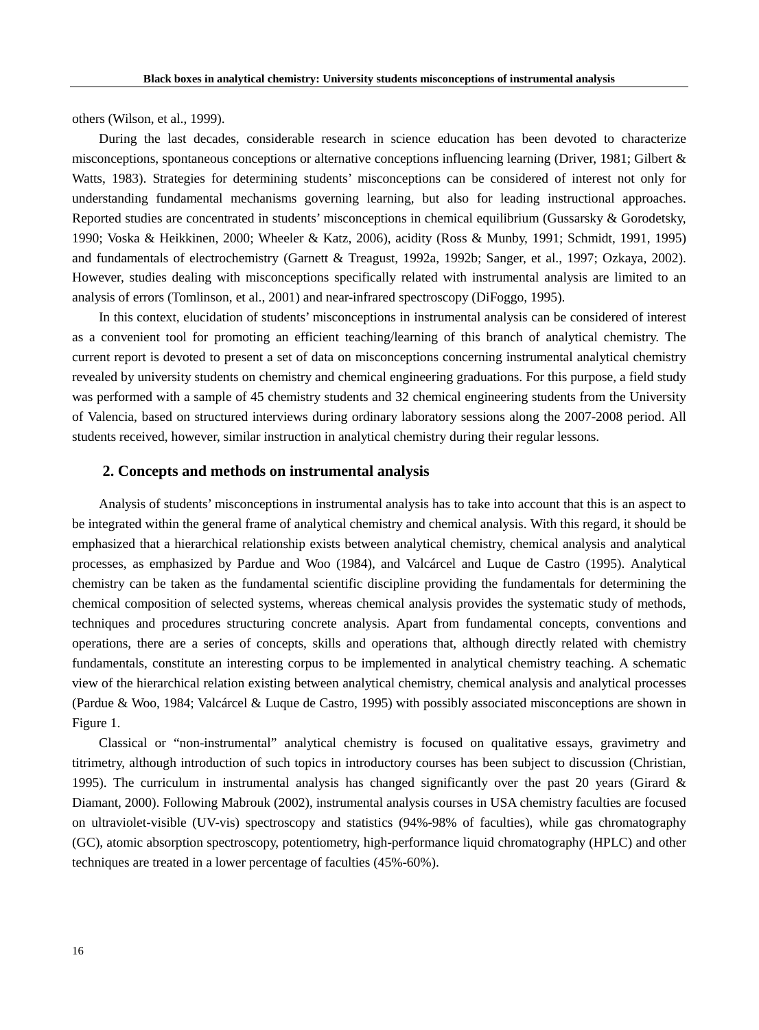others (Wilson, et al., 1999).

During the last decades, considerable research in science education has been devoted to characterize misconceptions, spontaneous conceptions or alternative conceptions influencing learning (Driver, 1981; Gilbert & Watts, 1983). Strategies for determining students' misconceptions can be considered of interest not only for understanding fundamental mechanisms governing learning, but also for leading instructional approaches. Reported studies are concentrated in students' misconceptions in chemical equilibrium (Gussarsky & Gorodetsky, 1990; Voska & Heikkinen, 2000; Wheeler & Katz, 2006), acidity (Ross & Munby, 1991; Schmidt, 1991, 1995) and fundamentals of electrochemistry (Garnett & Treagust, 1992a, 1992b; Sanger, et al., 1997; Ozkaya, 2002). However, studies dealing with misconceptions specifically related with instrumental analysis are limited to an analysis of errors (Tomlinson, et al., 2001) and near-infrared spectroscopy (DiFoggo, 1995).

In this context, elucidation of students' misconceptions in instrumental analysis can be considered of interest as a convenient tool for promoting an efficient teaching/learning of this branch of analytical chemistry. The current report is devoted to present a set of data on misconceptions concerning instrumental analytical chemistry revealed by university students on chemistry and chemical engineering graduations. For this purpose, a field study was performed with a sample of 45 chemistry students and 32 chemical engineering students from the University of Valencia, based on structured interviews during ordinary laboratory sessions along the 2007-2008 period. All students received, however, similar instruction in analytical chemistry during their regular lessons.

## 2. Concepts and methods on instrumental analysis

Analysis of students' misconceptions in instrumental analysis has to take into account that this is an aspect to be integrated within the general frame of analytical chemistry and chemical analysis. With this regard, it should be emphasized that a hierarchical relationship exists between analytical chemistry, chemical analysis and analytical processes, as emphasized by Pardue and Woo (1984), and Valcárcel and Luque de Castro (1995). Analytical chemistry can be taken as the fundamental scientific discipline providing the fundamentals for determining the chemical composition of selected systems, whereas chemical analysis provides the systematic study of methods, techniques and procedures structuring concrete analysis. Apart from fundamental concepts, conventions and operations, there are a series of concepts, skills and operations that, although directly related with chemistry fundamentals, constitute an interesting corpus to be implemented in analytical chemistry teaching. A schematic view of the hierarchical relation existing between analytical chemistry, chemical analysis and analytical processes (Pardue & Woo, 1984; Valcárcel & Luque de Castro, 1995) with possibly associated misconceptions are shown in Figure 1.

Classical or "non-instrumental" analytical chemistry is focused on qualitative essays, gravimetry and titrimetry, although introduction of such topics in introductory courses has been subject to discussion (Christian, 1995). The curriculum in instrumental analysis has changed significantly over the past 20 years (Girard & Diamant, 2000). Following Mabrouk (2002), instrumental analysis courses in USA chemistry faculties are focused on ultraviolet-visible (UV-vis) spectroscopy and statistics (94%-98% of faculties), while gas chromatography (GC), atomic absorption spectroscopy, potentiometry, high-performance liquid chromatography (HPLC) and other techniques are treated in a lower percentage of faculties (45%-60%).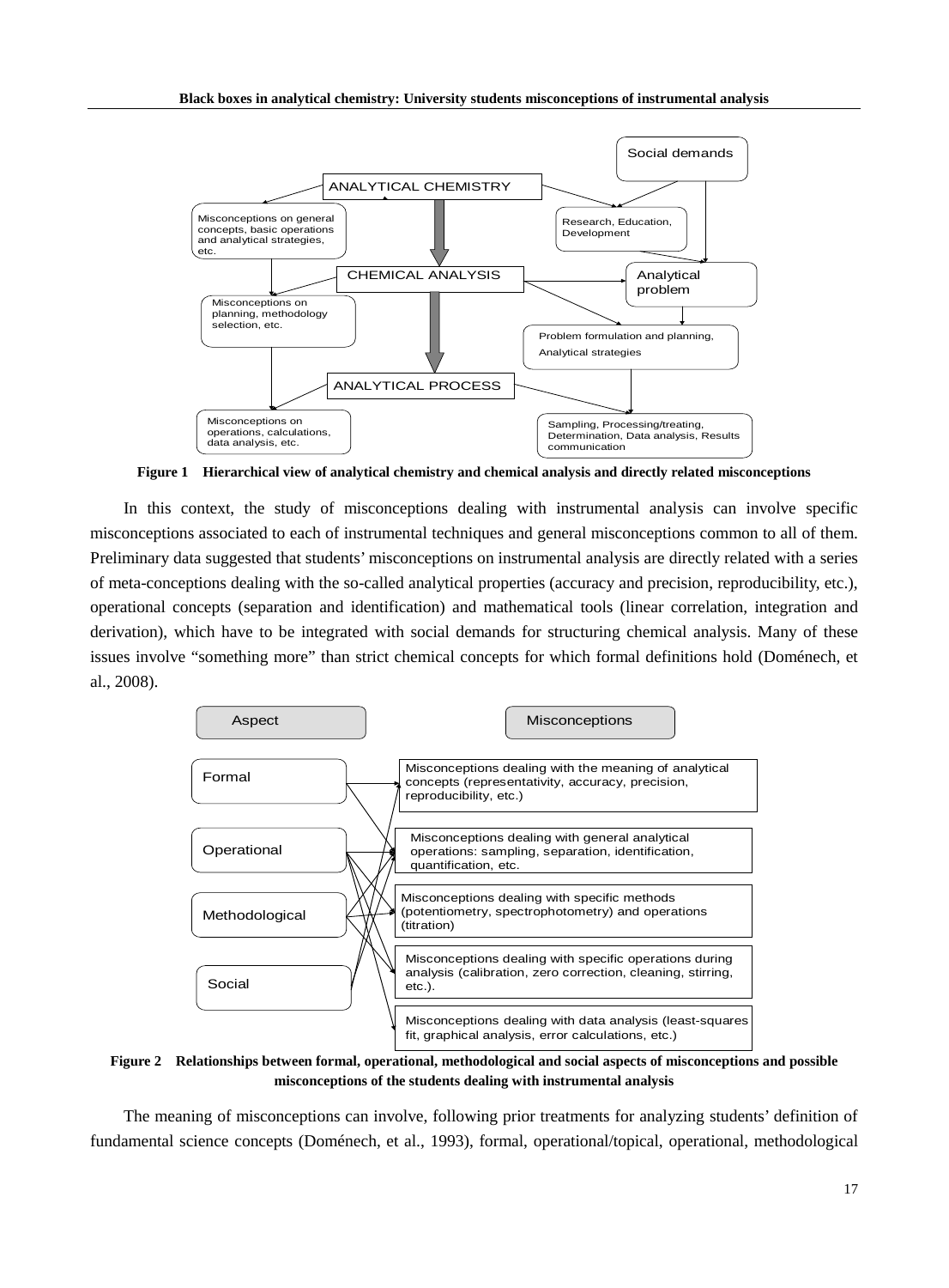Figure 1 Hierarchical view of analytical chemistry and chemical analysis and directly related misconceptions

In this context, the study of misconceptions dealing with instrumental analysis can involve specific misconceptions associated to each of instrumental techniques and general misconceptions common to all of them. Preliminary data suggested that students' misconceptions on instrumental analysis are directly related with a series of meta-conceptions dealing with the so-called analytical properties (accuracy and precision, reproducibility, etc.), operational concepts (separation and identification) and mathematical tools (linear correlation, integration and derivation), which have to be integrated with social demands for structuring chemical analysis. Many of these issues involve "something more" than strict chemical concepts for which formal definitions hold (Doménech, et al., 2008).

Figure 2 Relationships between formal, operational, methodological and social aspects of misconceptions and possible misconceptions of the students dealing with instrumental analysis

The meaning of misconceptions can involve, following prior treatments for analyzing students' definition of fundamental science concepts (Doménech, et al., 1993), formal, operational/topical, operational, methodological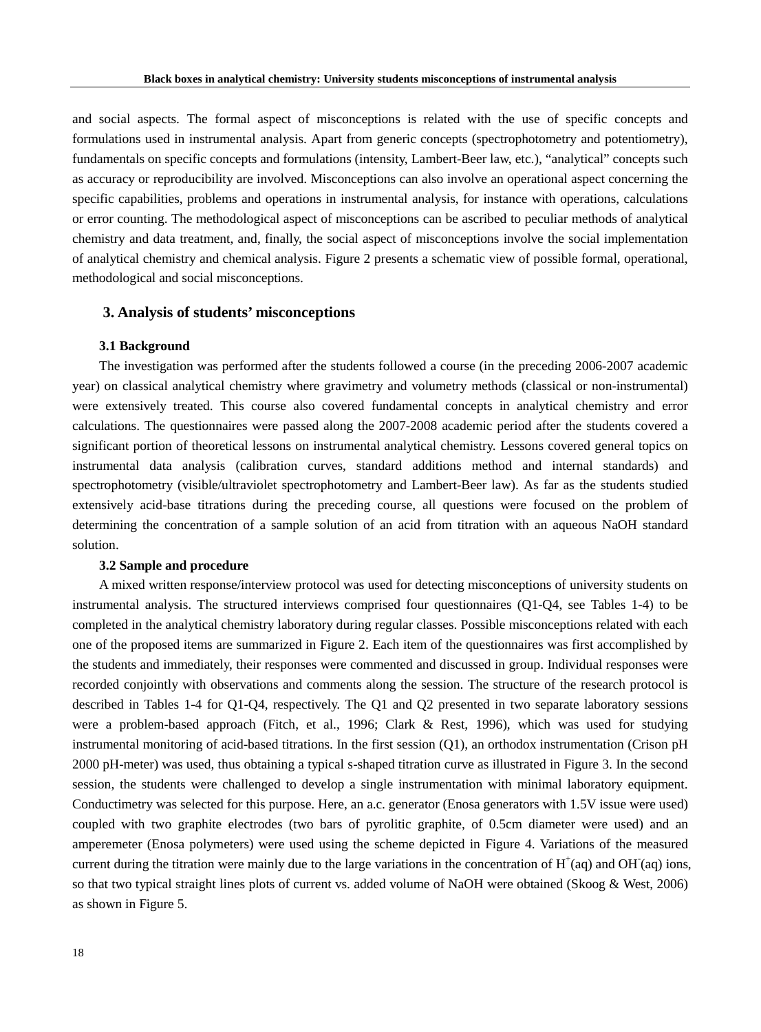and social aspects. The formal aspect of misconceptions is related with the use of specific concepts and formulations used in instrumental analysis. Apart from generic concepts (spectrophotometry and potentiometry), fundamentals on specific concepts and formulations (intensity, Lambert-Beer law, etc.), "analytical" concepts such as accuracy or reproducibility are involved. Misconceptions can also involve an operational aspect concerning the specific capabilities, problems and operations in instrumental analysis, for instance with operations, calculations or error counting. The methodological aspect of misconceptions can be ascribed to peculiar methods of analytical chemistry and data treatment, and, finally, the social aspect of misconceptions involve the social implementation of analytical chemistry and chemical analysis. Figure 2 presents a schematic view of possible formal, operational, methodological and social misconceptions.

## 3. Analysis of students' misconceptions

### 3.1 Background

The investigation was performed after the students followed a course (in the preceding 2006-2007 academic year) on classical analytical chemistry where gravimetry and volumetry methods (classical or non-instrumental) were extensively treated. This course also covered fundamental concepts in analytical chemistry and error calculations. The questionnaires were passed along the 2007-2008 academic period after the students covered a significant portion of theoretical lessons on instrumental analytical chemistry. Lessons covered general topics on instrumental data analysis (calibration curves, standard additions method and internal standards) and spectrophotometry (visible/ultraviolet spectrophotometry and Lambert-Beer law). As far as the students studied extensively acid-base titrations during the preceding course, all questions were focused on the problem of determining the concentration of a sample solution of an acid from titration with an aqueous NaOH standard solution.

### 3.2 Sample and procedure

A mixed written response/interview protocol was used for detecting misconceptions of university students on instrumental analysis. The structured interviews comprised four questionnaires (Q1-Q4, see Tables 1-4) to be completed in the analytical chemistry laboratory during regular classes. Possible misconceptions related with each one of the proposed items are summarized in Figure 2. Each item of the questionnaires was first accomplished by the students and immediately, their responses were commented and discussed in group. Individual responses were recorded conjointly with observations and comments along the session. The structure of the research protocol is described in Tables 1-4 for Q1-Q4, respectively. The Q1 and Q2 presented in two separate laboratory sessions were a problem-based approach (Fitch, et al., 1996; Clark & Rest, 1996), which was used for studying instrumental monitoring of acid-based titrations. In the first session (Q1), an orthodox instrumentation (Crison pH 2000 pH-meter) was used, thus obtaining a typical s-shaped titration curve as illustrated in Figure 3. In the second session, the students were challenged to develop a single instrumentation with minimal laboratory equipment. Conductimetry was selected for this purpose. Here, an a.c. generator (Enosa generators with 1.5V issue were used) coupled with two graphite electrodes (two bars of pyrolitic graphite, of 0.5cm diameter were used) and an amperemeter (Enosa polymeters) were used using the scheme depicted in Figure 4. Variations of the measured current during the titration were mainly due to the large variations in the concentration of $H^+$(aq) and $OH^-$(aq) ions, so that two typical straight lines plots of current vs. added volume of NaOH were obtained (Skoog & West, 2006) as shown in Figure 5.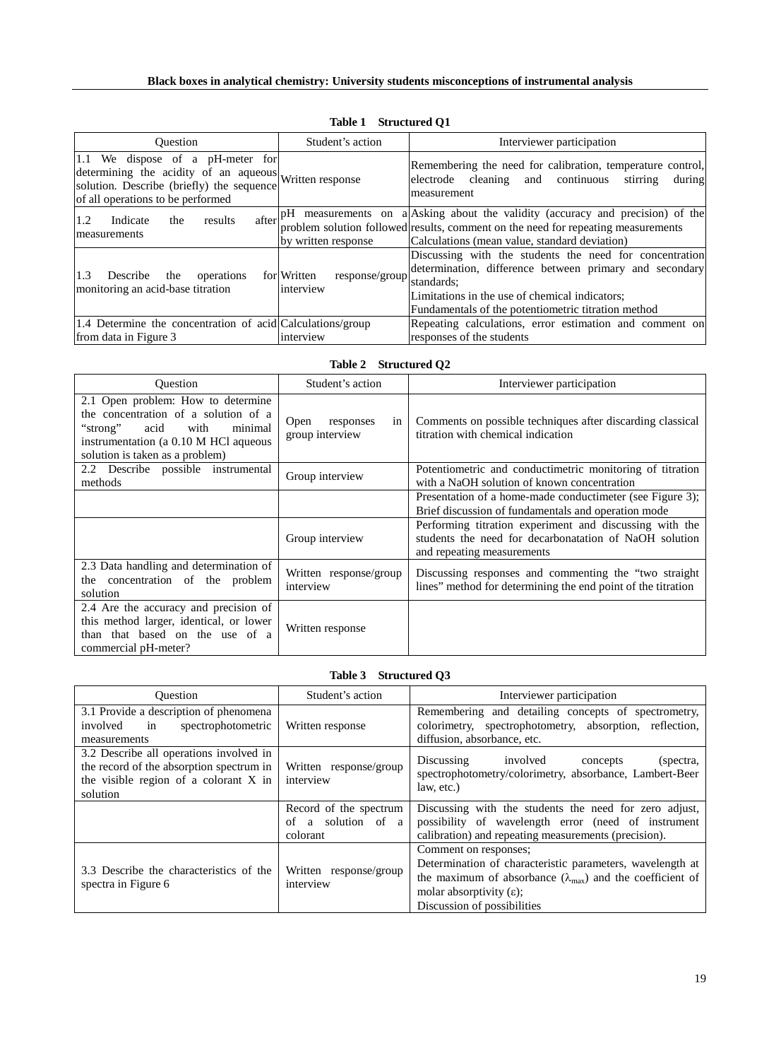**Table 1 Structured Q1**

| Question | Student's action | Interviewer participation |
| --- | --- | --- |
| 1.1 We dispose of a pH-meter for determining the acidity of an aqueous solution. Describe (briefly) the sequence of all operations to be performed | Written response | Remembering the need for calibration, temperature control, electrode cleaning and continuous stirring during measurement |
| 1.2 Indicate the results after measurements | pH measurements on a problem solution followed by written response | Asking about the validity (accuracy and precision) of the results, comment on the need for repeating measurements Calculations (mean value, standard deviation) |
| 1.3 Describe the operations for monitoring an acid-base titration | Written response/group interview | Discussing with the students the need for concentration determination, difference between primary and secondary standards; Limitations in the use of chemical indicators; Fundamentals of the potentiometric titration method |
| 1.4 Determine the concentration of acid from data in Figure 3 | Calculations/group interview | Repeating calculations, error estimation and comment on responses of the students |

**Table 2 Structured Q2**

| Question | Student's action | Interviewer participation |
| --- | --- | --- |
| 2.1 Open problem: How to determine the concentration of a solution of a "strong" acid with minimal instrumentation (a 0.10 M HCl aqueous solution is taken as a problem) | Open responses in group interview | Comments on possible techniques after discarding classical titration with chemical indication |
| 2.2 Describe possible instrumental methods | Group interview | Potentiometric and conductimetric monitoring of titration with a NaOH solution of known concentration |
| | | Presentation of a home-made conductimeter (see Figure 3); Brief discussion of fundamentals and operation mode |
| | Group interview | Performing titration experiment and discussing with the students the need for decarbonatation of NaOH solution and repeating measurements |
| 2.3 Data handling and determination of the concentration of the problem solution | Written response/group interview | Discussing responses and commenting the "two straight lines" method for determining the end point of the titration |
| 2.4 Are the accuracy and precision of this method larger, identical, or lower than that based on the use of a commercial pH-meter? | Written response | |

**Table 3 Structured Q3**

| Question | Student's action | Interviewer participation |
| --- | --- | --- |
| 3.1 Provide a description of phenomena involved in spectrophotometric measurements | Written response | Remembering and detailing concepts of spectrometry, colorimetry, spectrophotometry, absorption, reflection, diffusion, absorbance, etc. |
| 3.2 Describe all operations involved in the record of the absorption spectrum in the visible region of a colorant X in solution | Written response/group interview | Discussing involved concepts (spectra, spectrophotometry/colorimetry, absorbance, Lambert-Beer law, etc.) |
| | Record of the spectrum of a solution of a colorant | Discussing with the students the need for zero adjust, possibility of wavelength error (need of instrument calibration) and repeating measurements (precision). |
| 3.3 Describe the characteristics of the spectra in Figure 6 | Written response/group interview | Comment on responses; Determination of characteristic parameters, wavelength at the maximum of absorbance ($\lambda_{max}$) and the coefficient of molar absorptivity ($\varepsilon$); Discussion of possibilities |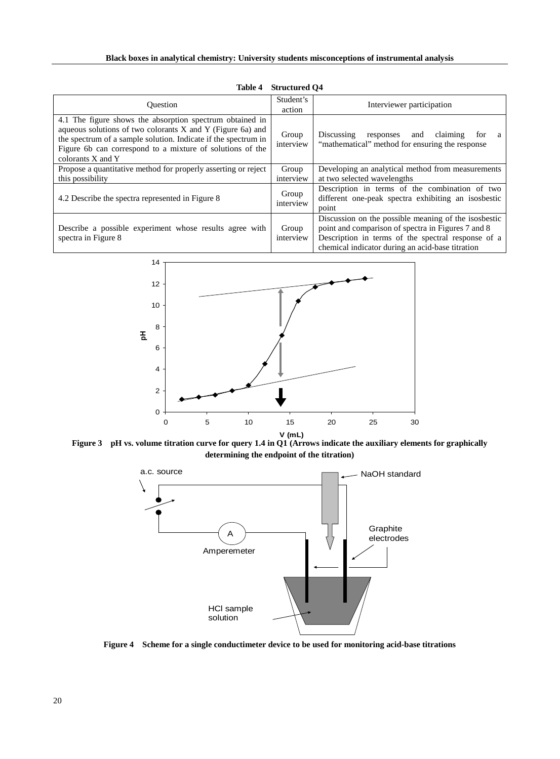**Table 4 Structured Q4**

| Question | Student's action | Interviewer participation |
|---|---|---|
| 4.1 The figure shows the absorption spectrum obtained in aqueous solutions of two colorants X and Y (Figure 6a) and the spectrum of a sample solution. Indicate if the spectrum in Figure 6b can correspond to a mixture of solutions of the colorants X and Y | Group interview | Discussing responses and claiming for a "mathematical" method for ensuring the response |
| Propose a quantitative method for properly asserting or reject this possibility | Group interview | Developing an analytical method from measurements at two selected wavelengths |
| 4.2 Describe the spectra represented in Figure 8 | Group interview | Description in terms of the combination of two different one-peak spectra exhibiting an isosbestic point |
| Describe a possible experiment whose results agree with spectra in Figure 8 | Group interview | Discussion on the possible meaning of the isosbestic point and comparison of spectra in Figures 7 and 8 Description in terms of the spectral response of a chemical indicator during an acid-base titration |

**Figure 3 pH vs. volume titration curve for query 1.4 in Q1 (Arrows indicate the auxiliary elements for graphically determining the endpoint of the titration)**

**Figure 4 Scheme for a single conductimeter device to be used for monitoring acid-base titrations**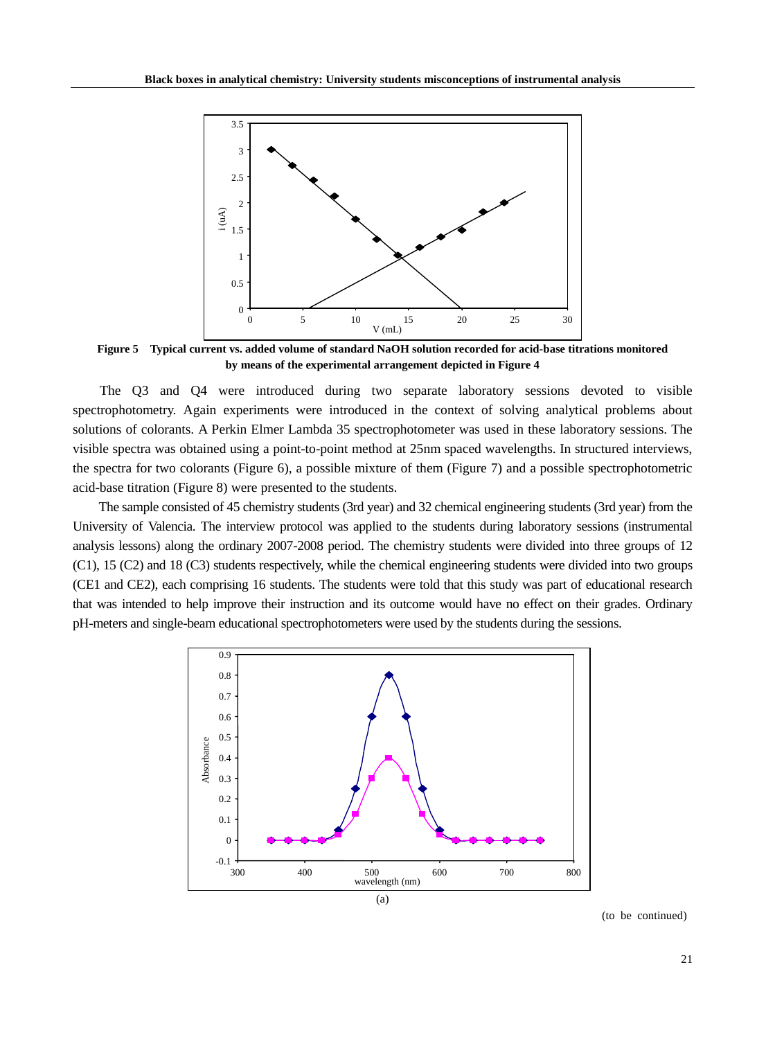**Figure 5 Typical current vs. added volume of standard NaOH solution recorded for acid-base titrations monitored by means of the experimental arrangement depicted in Figure 4**

The Q3 and Q4 were introduced during two separate laboratory sessions devoted to visible spectrophotometry. Again experiments were introduced in the context of solving analytical problems about solutions of colorants. A Perkin Elmer Lambda 35 spectrophotometer was used in these laboratory sessions. The visible spectra was obtained using a point-to-point method at 25nm spaced wavelengths. In structured interviews, the spectra for two colorants (Figure 6), a possible mixture of them (Figure 7) and a possible spectrophotometric acid-base titration (Figure 8) were presented to the students.

The sample consisted of 45 chemistry students (3rd year) and 32 chemical engineering students (3rd year) from the University of Valencia. The interview protocol was applied to the students during laboratory sessions (instrumental analysis lessons) along the ordinary 2007-2008 period. The chemistry students were divided into three groups of 12 (C1), 15 (C2) and 18 (C3) students respectively, while the chemical engineering students were divided into two groups (CE1 and CE2), each comprising 16 students. The students were told that this study was part of educational research that was intended to help improve their instruction and its outcome would have no effect on their grades. Ordinary pH-meters and single-beam educational spectrophotometers were used by the students during the sessions.

(a)

(to be continued)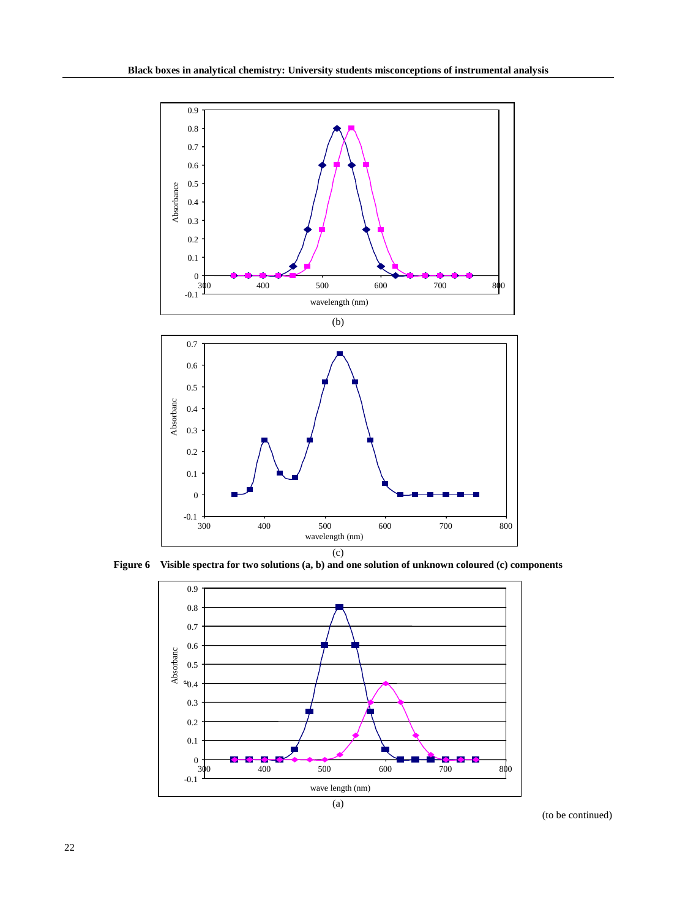(b)

(c)

**Figure 6** Visible spectra for two solutions (a, b) and one solution of unknown coloured (c) components

(a)

(to be continued)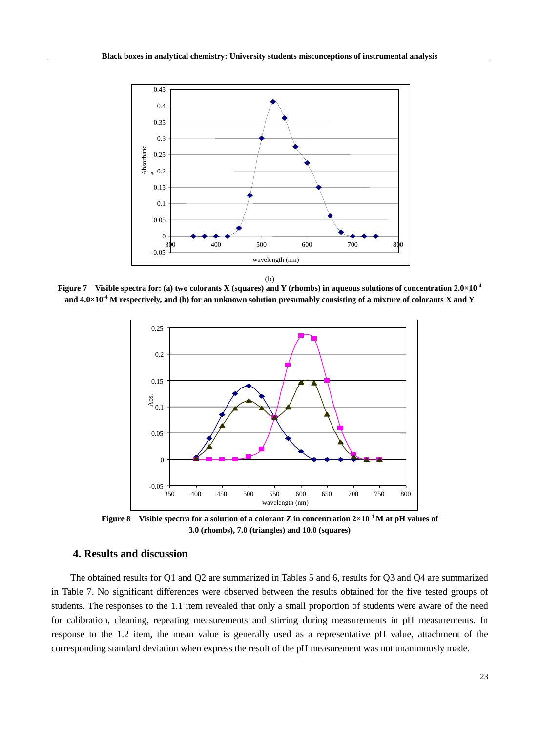(b)

**Figure 7 Visible spectra for: (a) two colorants X (squares) and Y (rhombs) in aqueous solutions of concentration $2.0\times10^{-4}$ and $4.0\times10^{-4}$ M respectively, and (b) for an unknown solution presumably consisting of a mixture of colorants X and Y**

**Figure 8 Visible spectra for a solution of a colorant Z in concentration $2\times10^{-4}$ M at pH values of 3.0 (rhombs), 7.0 (triangles) and 10.0 (squares)**

## 4. Results and discussion

The obtained results for Q1 and Q2 are summarized in Tables 5 and 6, results for Q3 and Q4 are summarized in Table 7. No significant differences were observed between the results obtained for the five tested groups of students. The responses to the 1.1 item revealed that only a small proportion of students were aware of the need for calibration, cleaning, repeating measurements and stirring during measurements in pH measurements. In response to the 1.2 item, the mean value is generally used as a representative pH value, attachment of the corresponding standard deviation when express the result of the pH measurement was not unanimously made.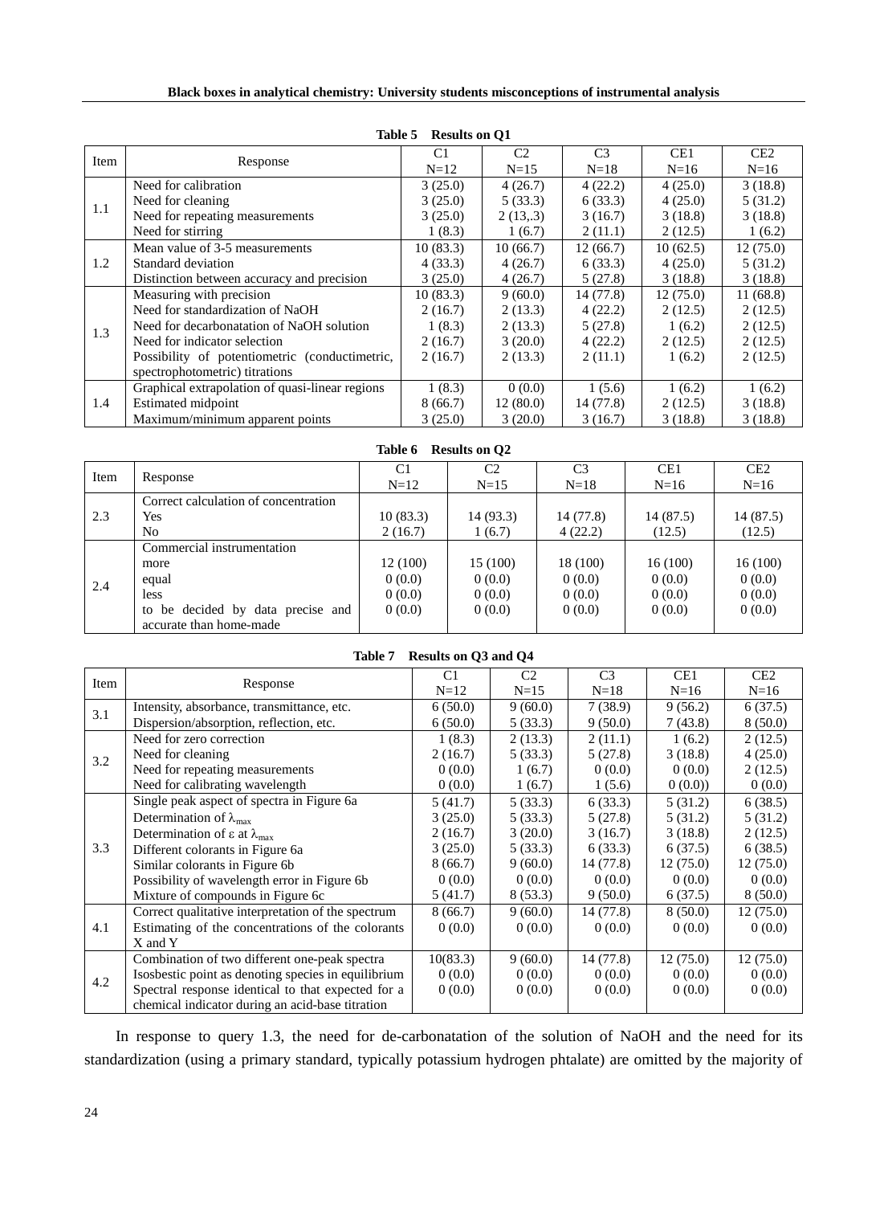**Table 5 Results on Q1**

| Item | Response | C1 N=12 | C2 N=15 | C3 N=18 | CE1 N=16 | CE2 N=16 |
|---|---|---|---|---|---|---|
| 1.1 | Need for calibration | 3 (25.0) | 4 (26.7) | 4 (22.2) | 4 (25.0) | 3 (18.8) |
| | Need for cleaning | 3 (25.0) | 5 (33.3) | 6 (33.3) | 4 (25.0) | 5 (31.2) |
| | Need for repeating measurements | 3 (25.0) | 2 (13,.3) | 3 (16.7) | 3 (18.8) | 3 (18.8) |
| | Need for stirring | 1 (8.3) | 1 (6.7) | 2 (11.1) | 2 (12.5) | 1 (6.2) |
| 1.2 | Mean value of 3-5 measurements | 10 (83.3) | 10 (66.7) | 12 (66.7) | 10 (62.5) | 12 (75.0) |
| | Standard deviation | 4 (33.3) | 4 (26.7) | 6 (33.3) | 4 (25.0) | 5 (31.2) |
| | Distinction between accuracy and precision | 3 (25.0) | 4 (26.7) | 5 (27.8) | 3 (18.8) | 3 (18.8) |
| 1.3 | Measuring with precision | 10 (83.3) | 9 (60.0) | 14 (77.8) | 12 (75.0) | 11 (68.8) |
| | Need for standardization of NaOH | 2 (16.7) | 2 (13.3) | 4 (22.2) | 2 (12.5) | 2 (12.5) |
| | Need for decarbonatation of NaOH solution | 1 (8.3) | 2 (13.3) | 5 (27.8) | 1 (6.2) | 2 (12.5) |
| | Need for indicator selection | 2 (16.7) | 3 (20.0) | 4 (22.2) | 2 (12.5) | 2 (12.5) |
| | Possibility of potentiometric (conductimetric, spectrophotometric) titrations | 2 (16.7) | 2 (13.3) | 2 (11.1) | 1 (6.2) | 2 (12.5) |
| 1.4 | Graphical extrapolation of quasi-linear regions | 1 (8.3) | 0 (0.0) | 1 (5.6) | 1 (6.2) | 1 (6.2) |
| | Estimated midpoint | 8 (66.7) | 12 (80.0) | 14 (77.8) | 2 (12.5) | 3 (18.8) |
| | Maximum/minimum apparent points | 3 (25.0) | 3 (20.0) | 3 (16.7) | 3 (18.8) | 3 (18.8) |

**Table 6 Results on Q2**

| Item | Response | C1 N=12 | C2 N=15 | C3 N=18 | CE1 N=16 | CE2 N=16 |
|---|---|---|---|---|---|---|
| 2.3 | Correct calculation of concentration | | | | | |
| | Yes | 10 (83.3) | 14 (93.3) | 14 (77.8) | 14 (87.5) | 14 (87.5) |
| | No | 2 (16.7) | 1 (6.7) | 4 (22.2) | (12.5) | (12.5) |
| 2.4 | Commercial instrumentation | | | | | |
| | more | 12 (100) | 15 (100) | 18 (100) | 16 (100) | 16 (100) |
| | equal | 0 (0.0) | 0 (0.0) | 0 (0.0) | 0 (0.0) | 0 (0.0) |
| | less | 0 (0.0) | 0 (0.0) | 0 (0.0) | 0 (0.0) | 0 (0.0) |
| | to be decided by data precise and accurate than home-made | 0 (0.0) | 0 (0.0) | 0 (0.0) | 0 (0.0) | 0 (0.0) |

**Table 7 Results on Q3 and Q4**

| Item | Response | C1 N=12 | C2 N=15 | C3 N=18 | CE1 N=16 | CE2 N=16 |
|---|---|---|---|---|---|---|
| 3.1 | Intensity, absorbance, transmittance, etc. | 6 (50.0) | 9 (60.0) | 7 (38.9) | 9 (56.2) | 6 (37.5) |
| | Dispersion/absorption, reflection, etc. | 6 (50.0) | 5 (33.3) | 9 (50.0) | 7 (43.8) | 8 (50.0) |
| 3.2 | Need for zero correction | 1 (8.3) | 2 (13.3) | 2 (11.1) | 1 (6.2) | 2 (12.5) |
| | Need for cleaning | 2 (16.7) | 5 (33.3) | 5 (27.8) | 3 (18.8) | 4 (25.0) |
| | Need for repeating measurements | 0 (0.0) | 1 (6.7) | 0 (0.0) | 0 (0.0) | 2 (12.5) |
| | Need for calibrating wavelength | 0 (0.0) | 1 (6.7) | 1 (5.6) | 0 (0.0)) | 0 (0.0) |
| 3.3 | Single peak aspect of spectra in Figure 6a | 5 (41.7) | 5 (33.3) | 6 (33.3) | 5 (31.2) | 6 (38.5) |
| | Determination of $\lambda_{max}$ | 3 (25.0) | 5 (33.3) | 5 (27.8) | 5 (31.2) | 5 (31.2) |
| | Determination of $\varepsilon$ at $\lambda_{max}$ | 2 (16.7) | 3 (20.0) | 3 (16.7) | 3 (18.8) | 2 (12.5) |
| | Different colorants in Figure 6a | 3 (25.0) | 5 (33.3) | 6 (33.3) | 6 (37.5) | 6 (38.5) |
| | Similar colorants in Figure 6b | 8 (66.7) | 9 (60.0) | 14 (77.8) | 12 (75.0) | 12 (75.0) |
| | Possibility of wavelength error in Figure 6b | 0 (0.0) | 0 (0.0) | 0 (0.0) | 0 (0.0) | 0 (0.0) |
| | Mixture of compounds in Figure 6c | 5 (41.7) | 8 (53.3) | 9 (50.0) | 6 (37.5) | 8 (50.0) |
| 4.1 | Correct qualitative interpretation of the spectrum | 8 (66.7) | 9 (60.0) | 14 (77.8) | 8 (50.0) | 12 (75.0) |
| | Estimating of the concentrations of the colorants X and Y | 0 (0.0) | 0 (0.0) | 0 (0.0) | 0 (0.0) | 0 (0.0) |
| 4.2 | Combination of two different one-peak spectra | 10(83.3) | 9 (60.0) | 14 (77.8) | 12 (75.0) | 12 (75.0) |
| | Isosbestic point as denoting species in equilibrium | 0 (0.0) | 0 (0.0) | 0 (0.0) | 0 (0.0) | 0 (0.0) |
| | Spectral response identical to that expected for a chemical indicator during an acid-base titration | 0 (0.0) | 0 (0.0) | 0 (0.0) | 0 (0.0) | 0 (0.0) |

In response to query 1.3, the need for de-carbonatation of the solution of NaOH and the need for its standardization (using a primary standard, typically potassium hydrogen phtalate) are omitted by the majority of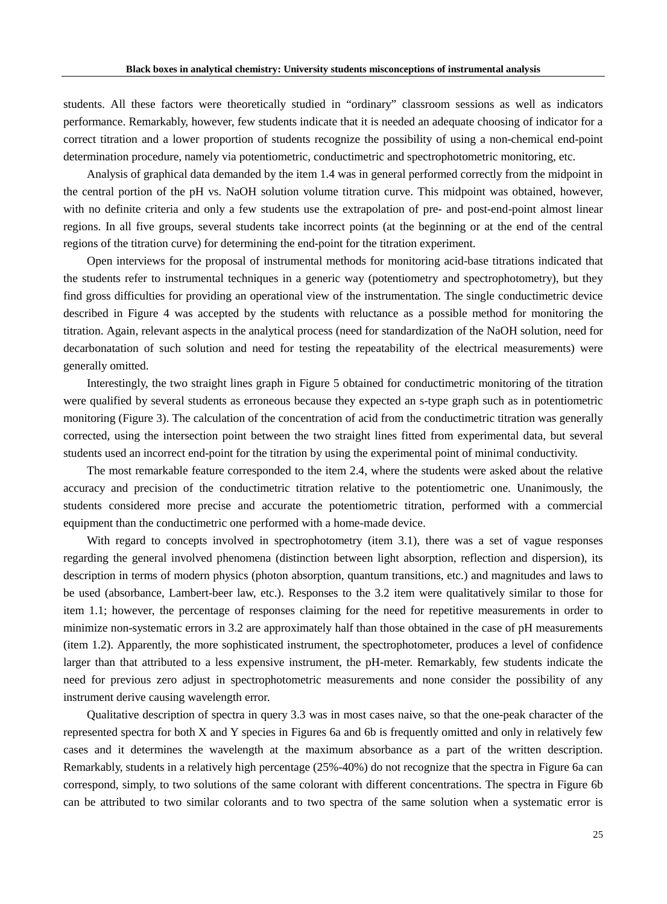students. All these factors were theoretically studied in "ordinary" classroom sessions as well as indicators performance. Remarkably, however, few students indicate that it is needed an adequate choosing of indicator for a correct titration and a lower proportion of students recognize the possibility of using a non-chemical end-point determination procedure, namely via potentiometric, conductimetric and spectrophotometric monitoring, etc.

Analysis of graphical data demanded by the item 1.4 was in general performed correctly from the midpoint in the central portion of the pH vs. NaOH solution volume titration curve. This midpoint was obtained, however, with no definite criteria and only a few students use the extrapolation of pre- and post-end-point almost linear regions. In all five groups, several students take incorrect points (at the beginning or at the end of the central regions of the titration curve) for determining the end-point for the titration experiment.

Open interviews for the proposal of instrumental methods for monitoring acid-base titrations indicated that the students refer to instrumental techniques in a generic way (potentiometry and spectrophotometry), but they find gross difficulties for providing an operational view of the instrumentation. The single conductimetric device described in Figure 4 was accepted by the students with reluctance as a possible method for monitoring the titration. Again, relevant aspects in the analytical process (need for standardization of the NaOH solution, need for decarbonatation of such solution and need for testing the repeatability of the electrical measurements) were generally omitted.

Interestingly, the two straight lines graph in Figure 5 obtained for conductimetric monitoring of the titration were qualified by several students as erroneous because they expected an s-type graph such as in potentiometric monitoring (Figure 3). The calculation of the concentration of acid from the conductimetric titration was generally corrected, using the intersection point between the two straight lines fitted from experimental data, but several students used an incorrect end-point for the titration by using the experimental point of minimal conductivity.

The most remarkable feature corresponded to the item 2.4, where the students were asked about the relative accuracy and precision of the conductimetric titration relative to the potentiometric one. Unanimously, the students considered more precise and accurate the potentiometric titration, performed with a commercial equipment than the conductimetric one performed with a home-made device.

With regard to concepts involved in spectrophotometry (item 3.1), there was a set of vague responses regarding the general involved phenomena (distinction between light absorption, reflection and dispersion), its description in terms of modern physics (photon absorption, quantum transitions, etc.) and magnitudes and laws to be used (absorbance, Lambert-beer law, etc.). Responses to the 3.2 item were qualitatively similar to those for item 1.1; however, the percentage of responses claiming for the need for repetitive measurements in order to minimize non-systematic errors in 3.2 are approximately half than those obtained in the case of pH measurements (item 1.2). Apparently, the more sophisticated instrument, the spectrophotometer, produces a level of confidence larger than that attributed to a less expensive instrument, the pH-meter. Remarkably, few students indicate the need for previous zero adjust in spectrophotometric measurements and none consider the possibility of any instrument derive causing wavelength error.

Qualitative description of spectra in query 3.3 was in most cases naive, so that the one-peak character of the represented spectra for both X and Y species in Figures 6a and 6b is frequently omitted and only in relatively few cases and it determines the wavelength at the maximum absorbance as a part of the written description. Remarkably, students in a relatively high percentage (25%-40%) do not recognize that the spectra in Figure 6a can correspond, simply, to two solutions of the same colorant with different concentrations. The spectra in Figure 6b can be attributed to two similar colorants and to two spectra of the same solution when a systematic error is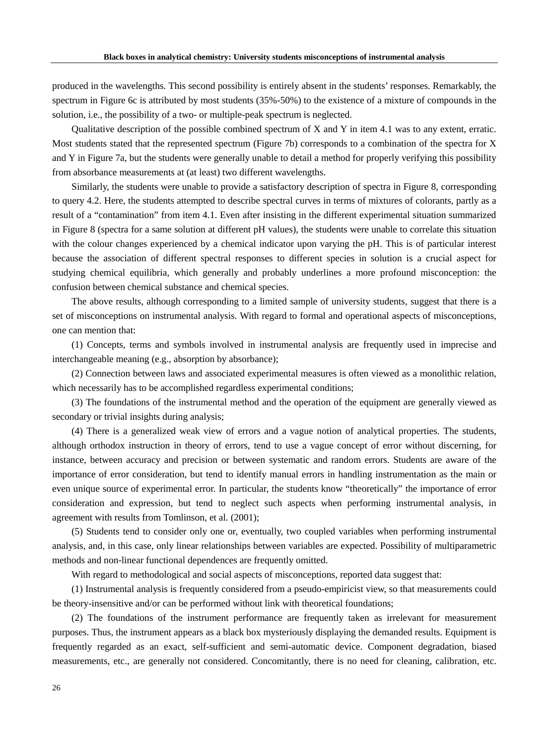produced in the wavelengths. This second possibility is entirely absent in the students' responses. Remarkably, the spectrum in Figure 6c is attributed by most students (35%-50%) to the existence of a mixture of compounds in the solution, i.e., the possibility of a two- or multiple-peak spectrum is neglected.

Qualitative description of the possible combined spectrum of X and Y in item 4.1 was to any extent, erratic. Most students stated that the represented spectrum (Figure 7b) corresponds to a combination of the spectra for X and Y in Figure 7a, but the students were generally unable to detail a method for properly verifying this possibility from absorbance measurements at (at least) two different wavelengths.

Similarly, the students were unable to provide a satisfactory description of spectra in Figure 8, corresponding to query 4.2. Here, the students attempted to describe spectral curves in terms of mixtures of colorants, partly as a result of a "contamination" from item 4.1. Even after insisting in the different experimental situation summarized in Figure 8 (spectra for a same solution at different pH values), the students were unable to correlate this situation with the colour changes experienced by a chemical indicator upon varying the pH. This is of particular interest because the association of different spectral responses to different species in solution is a crucial aspect for studying chemical equilibria, which generally and probably underlines a more profound misconception: the confusion between chemical substance and chemical species.

The above results, although corresponding to a limited sample of university students, suggest that there is a set of misconceptions on instrumental analysis. With regard to formal and operational aspects of misconceptions, one can mention that:

(1) Concepts, terms and symbols involved in instrumental analysis are frequently used in imprecise and interchangeable meaning (e.g., absorption by absorbance);

(2) Connection between laws and associated experimental measures is often viewed as a monolithic relation, which necessarily has to be accomplished regardless experimental conditions;

(3) The foundations of the instrumental method and the operation of the equipment are generally viewed as secondary or trivial insights during analysis;

(4) There is a generalized weak view of errors and a vague notion of analytical properties. The students, although orthodox instruction in theory of errors, tend to use a vague concept of error without discerning, for instance, between accuracy and precision or between systematic and random errors. Students are aware of the importance of error consideration, but tend to identify manual errors in handling instrumentation as the main or even unique source of experimental error. In particular, the students know "theoretically" the importance of error consideration and expression, but tend to neglect such aspects when performing instrumental analysis, in agreement with results from Tomlinson, et al. (2001);

(5) Students tend to consider only one or, eventually, two coupled variables when performing instrumental analysis, and, in this case, only linear relationships between variables are expected. Possibility of multiparametric methods and non-linear functional dependences are frequently omitted.

With regard to methodological and social aspects of misconceptions, reported data suggest that:

(1) Instrumental analysis is frequently considered from a pseudo-empiricist view, so that measurements could be theory-insensitive and/or can be performed without link with theoretical foundations;

(2) The foundations of the instrument performance are frequently taken as irrelevant for measurement purposes. Thus, the instrument appears as a black box mysteriously displaying the demanded results. Equipment is frequently regarded as an exact, self-sufficient and semi-automatic device. Component degradation, biased measurements, etc., are generally not considered. Concomitantly, there is no need for cleaning, calibration, etc.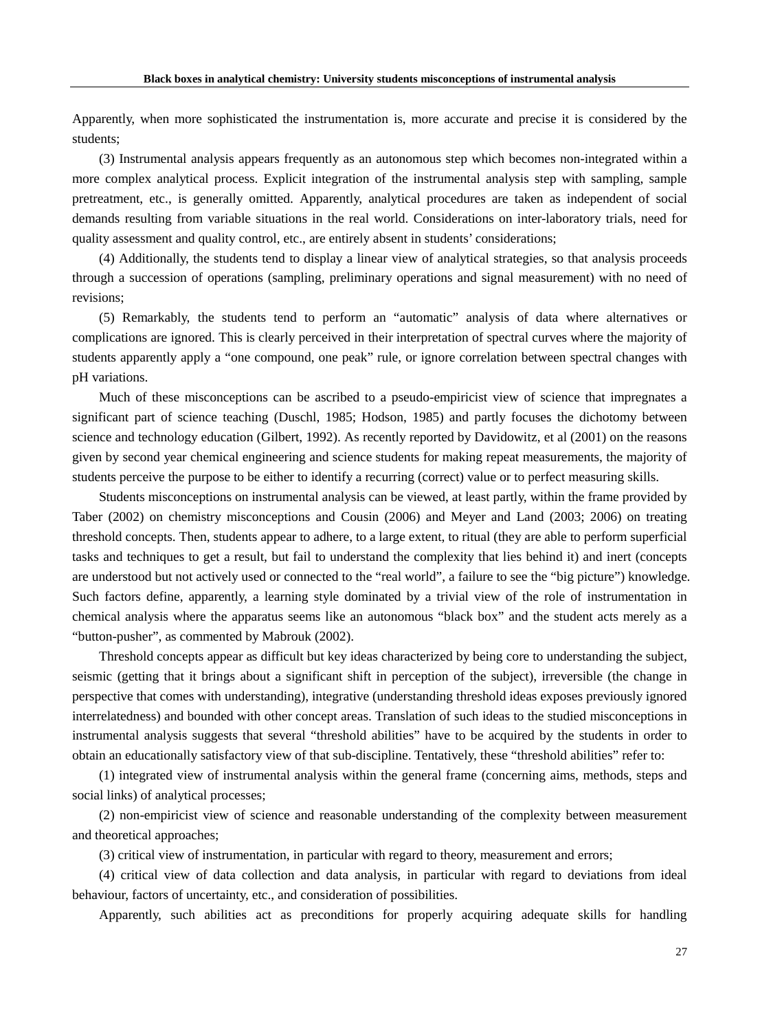Apparently, when more sophisticated the instrumentation is, more accurate and precise it is considered by the students;

(3) Instrumental analysis appears frequently as an autonomous step which becomes non-integrated within a more complex analytical process. Explicit integration of the instrumental analysis step with sampling, sample pretreatment, etc., is generally omitted. Apparently, analytical procedures are taken as independent of social demands resulting from variable situations in the real world. Considerations on inter-laboratory trials, need for quality assessment and quality control, etc., are entirely absent in students' considerations;

(4) Additionally, the students tend to display a linear view of analytical strategies, so that analysis proceeds through a succession of operations (sampling, preliminary operations and signal measurement) with no need of revisions;

(5) Remarkably, the students tend to perform an "automatic" analysis of data where alternatives or complications are ignored. This is clearly perceived in their interpretation of spectral curves where the majority of students apparently apply a "one compound, one peak" rule, or ignore correlation between spectral changes with pH variations.

Much of these misconceptions can be ascribed to a pseudo-empiricist view of science that impregnates a significant part of science teaching (Duschl, 1985; Hodson, 1985) and partly focuses the dichotomy between science and technology education (Gilbert, 1992). As recently reported by Davidowitz, et al (2001) on the reasons given by second year chemical engineering and science students for making repeat measurements, the majority of students perceive the purpose to be either to identify a recurring (correct) value or to perfect measuring skills.

Students misconceptions on instrumental analysis can be viewed, at least partly, within the frame provided by Taber (2002) on chemistry misconceptions and Cousin (2006) and Meyer and Land (2003; 2006) on treating threshold concepts. Then, students appear to adhere, to a large extent, to ritual (they are able to perform superficial tasks and techniques to get a result, but fail to understand the complexity that lies behind it) and inert (concepts are understood but not actively used or connected to the "real world", a failure to see the "big picture") knowledge. Such factors define, apparently, a learning style dominated by a trivial view of the role of instrumentation in chemical analysis where the apparatus seems like an autonomous "black box" and the student acts merely as a "button-pusher", as commented by Mabrouk (2002).

Threshold concepts appear as difficult but key ideas characterized by being core to understanding the subject, seismic (getting that it brings about a significant shift in perception of the subject), irreversible (the change in perspective that comes with understanding), integrative (understanding threshold ideas exposes previously ignored interrelatedness) and bounded with other concept areas. Translation of such ideas to the studied misconceptions in instrumental analysis suggests that several "threshold abilities" have to be acquired by the students in order to obtain an educationally satisfactory view of that sub-discipline. Tentatively, these "threshold abilities" refer to:

(1) integrated view of instrumental analysis within the general frame (concerning aims, methods, steps and social links) of analytical processes;

(2) non-empiricist view of science and reasonable understanding of the complexity between measurement and theoretical approaches;

(3) critical view of instrumentation, in particular with regard to theory, measurement and errors;

(4) critical view of data collection and data analysis, in particular with regard to deviations from ideal behaviour, factors of uncertainty, etc., and consideration of possibilities.

Apparently, such abilities act as preconditions for properly acquiring adequate skills for handling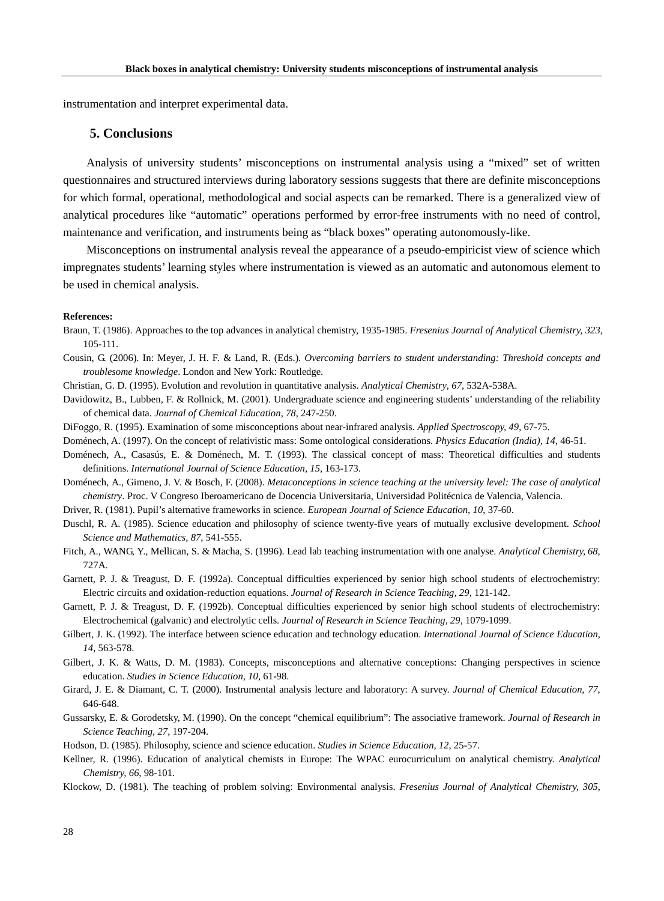instrumentation and interpret experimental data.

## 5. Conclusions

Analysis of university students' misconceptions on instrumental analysis using a "mixed" set of written questionnaires and structured interviews during laboratory sessions suggests that there are definite misconceptions for which formal, operational, methodological and social aspects can be remarked. There is a generalized view of analytical procedures like "automatic" operations performed by error-free instruments with no need of control, maintenance and verification, and instruments being as "black boxes" operating autonomously-like.

Misconceptions on instrumental analysis reveal the appearance of a pseudo-empiricist view of science which impregnates students' learning styles where instrumentation is viewed as an automatic and autonomous element to be used in chemical analysis.

**References:**

Braun, T. (1986). Approaches to the top advances in analytical chemistry, 1935-1985. *Fresenius Journal of Analytical Chemistry, 323*, 105-111.

Cousin, G. (2006). In: Meyer, J. H. F. & Land, R. (Eds.). *Overcoming barriers to student understanding: Threshold concepts and troublesome knowledge*. London and New York: Routledge.

Christian, G. D. (1995). Evolution and revolution in quantitative analysis. *Analytical Chemistry, 67*, 532A-538A.

Davidowitz, B., Lubben, F. & Rollnick, M. (2001). Undergraduate science and engineering students' understanding of the reliability of chemical data. *Journal of Chemical Education, 78*, 247-250.

DiFoggo, R. (1995). Examination of some misconceptions about near-infrared analysis. *Applied Spectroscopy, 49*, 67-75.

Doménech, A. (1997). On the concept of relativistic mass: Some ontological considerations. *Physics Education (India), 14*, 46-51.

Doménech, A., Casasús, E. & Doménech, M. T. (1993). The classical concept of mass: Theoretical difficulties and students definitions. *International Journal of Science Education, 15*, 163-173.

Doménech, A., Gimeno, J. V. & Bosch, F. (2008). *Metaconceptions in science teaching at the university level: The case of analytical chemistry*. Proc. V Congreso Iberoamericano de Docencia Universitaria, Universidad Politécnica de Valencia, Valencia.

Driver, R. (1981). Pupil's alternative frameworks in science. *European Journal of Science Education, 10*, 37-60.

Duschl, R. A. (1985). Science education and philosophy of science twenty-five years of mutually exclusive development. *School Science and Mathematics, 87*, 541-555.

Fitch, A., WANG, Y., Mellican, S. & Macha, S. (1996). Lead lab teaching instrumentation with one analyse. *Analytical Chemistry, 68*, 727A.

Garnett, P. J. & Treagust, D. F. (1992a). Conceptual difficulties experienced by senior high school students of electrochemistry: Electric circuits and oxidation-reduction equations. *Journal of Research in Science Teaching, 29*, 121-142.

Garnett, P. J. & Treagust, D. F. (1992b). Conceptual difficulties experienced by senior high school students of electrochemistry: Electrochemical (galvanic) and electrolytic cells. *Journal of Research in Science Teaching, 29*, 1079-1099.

Gilbert, J. K. (1992). The interface between science education and technology education. *International Journal of Science Education, 14*, 563-578.

Gilbert, J. K. & Watts, D. M. (1983). Concepts, misconceptions and alternative conceptions: Changing perspectives in science education. *Studies in Science Education, 10*, 61-98.

Girard, J. E. & Diamant, C. T. (2000). Instrumental analysis lecture and laboratory: A survey. *Journal of Chemical Education, 77*, 646-648.

Gussarsky, E. & Gorodetsky, M. (1990). On the concept "chemical equilibrium": The associative framework. *Journal of Research in Science Teaching, 27*, 197-204.

Hodson, D. (1985). Philosophy, science and science education. *Studies in Science Education, 12*, 25-57.

Kellner, R. (1996). Education of analytical chemists in Europe: The WPAC eurocurriculum on analytical chemistry. *Analytical Chemistry, 66*, 98-101.

Klockow, D. (1981). The teaching of problem solving: Environmental analysis. *Fresenius Journal of Analytical Chemistry, 305*,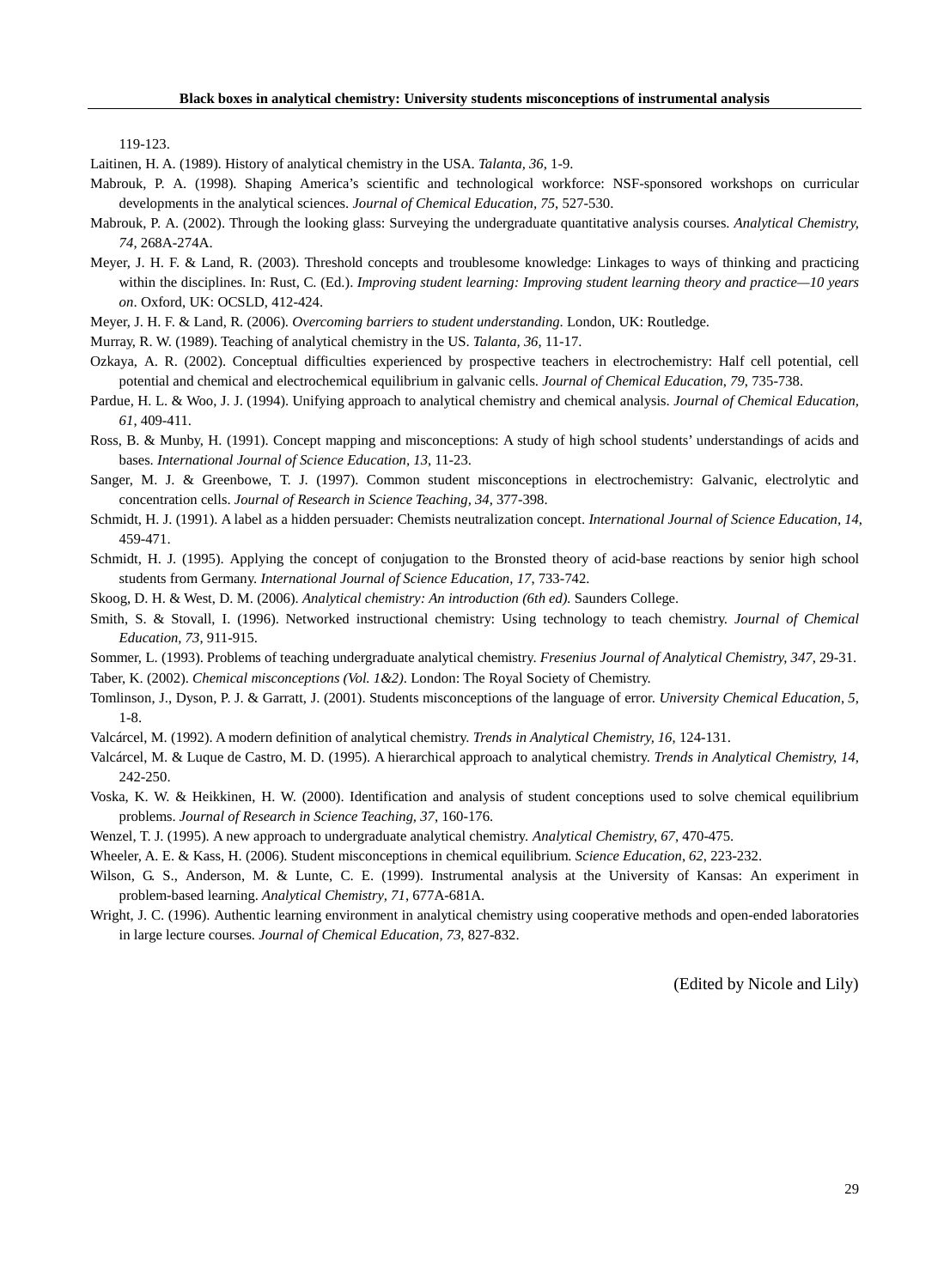119-123.

Laitinen, H. A. (1989). History of analytical chemistry in the USA. *Talanta, 36*, 1-9.

Mabrouk, P. A. (1998). Shaping America's scientific and technological workforce: NSF-sponsored workshops on curricular developments in the analytical sciences. *Journal of Chemical Education, 75*, 527-530.

Mabrouk, P. A. (2002). Through the looking glass: Surveying the undergraduate quantitative analysis courses. *Analytical Chemistry, 74*, 268A-274A.

Meyer, J. H. F. & Land, R. (2003). Threshold concepts and troublesome knowledge: Linkages to ways of thinking and practicing within the disciplines. In: Rust, C. (Ed.). *Improving student learning: Improving student learning theory and practice—10 years on*. Oxford, UK: OCSLD, 412-424.

Meyer, J. H. F. & Land, R. (2006). *Overcoming barriers to student understanding*. London, UK: Routledge.

Murray, R. W. (1989). Teaching of analytical chemistry in the US. *Talanta, 36*, 11-17.

Ozkaya, A. R. (2002). Conceptual difficulties experienced by prospective teachers in electrochemistry: Half cell potential, cell potential and chemical and electrochemical equilibrium in galvanic cells. *Journal of Chemical Education, 79*, 735-738.

Pardue, H. L. & Woo, J. J. (1994). Unifying approach to analytical chemistry and chemical analysis. *Journal of Chemical Education, 61*, 409-411.

Ross, B. & Munby, H. (1991). Concept mapping and misconceptions: A study of high school students' understandings of acids and bases. *International Journal of Science Education, 13*, 11-23.

Sanger, M. J. & Greenbowe, T. J. (1997). Common student misconceptions in electrochemistry: Galvanic, electrolytic and concentration cells. *Journal of Research in Science Teaching, 34*, 377-398.

Schmidt, H. J. (1991). A label as a hidden persuader: Chemists neutralization concept. *International Journal of Science Education, 14*, 459-471.

Schmidt, H. J. (1995). Applying the concept of conjugation to the Bronsted theory of acid-base reactions by senior high school students from Germany. *International Journal of Science Education, 17*, 733-742.

Skoog, D. H. & West, D. M. (2006). *Analytical chemistry: An introduction (6th ed).* Saunders College.

Smith, S. & Stovall, I. (1996). Networked instructional chemistry: Using technology to teach chemistry. *Journal of Chemical Education, 73*, 911-915.

Sommer, L. (1993). Problems of teaching undergraduate analytical chemistry. *Fresenius Journal of Analytical Chemistry, 347*, 29-31.

Taber, K. (2002). *Chemical misconceptions (Vol. 1&2)*. London: The Royal Society of Chemistry.

Tomlinson, J., Dyson, P. J. & Garratt, J. (2001). Students misconceptions of the language of error. *University Chemical Education, 5*, 1-8.

Valcárcel, M. (1992). A modern definition of analytical chemistry. *Trends in Analytical Chemistry, 16*, 124-131.

Valcárcel, M. & Luque de Castro, M. D. (1995). A hierarchical approach to analytical chemistry. *Trends in Analytical Chemistry, 14*, 242-250.

Voska, K. W. & Heikkinen, H. W. (2000). Identification and analysis of student conceptions used to solve chemical equilibrium problems. *Journal of Research in Science Teaching, 37*, 160-176.

Wenzel, T. J. (1995). A new approach to undergraduate analytical chemistry. *Analytical Chemistry, 67*, 470-475.

Wheeler, A. E. & Kass, H. (2006). Student misconceptions in chemical equilibrium. *Science Education*, *62*, 223-232.

Wilson, G. S., Anderson, M. & Lunte, C. E. (1999). Instrumental analysis at the University of Kansas: An experiment in problem-based learning. *Analytical Chemistry, 71*, 677A-681A.

Wright, J. C. (1996). Authentic learning environment in analytical chemistry using cooperative methods and open-ended laboratories in large lecture courses. *Journal of Chemical Education, 73*, 827-832.

(Edited by Nicole and Lily)